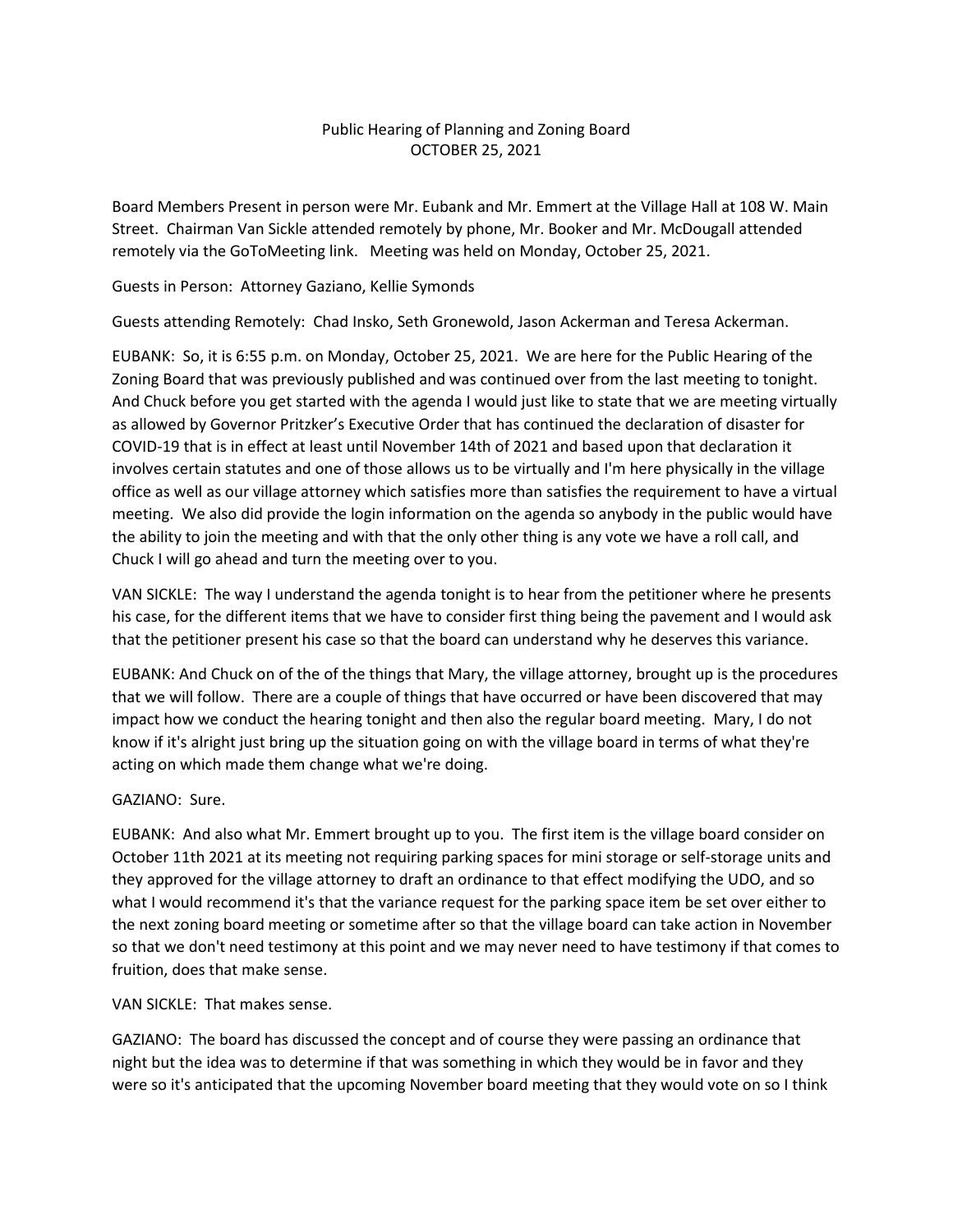Public Hearing of Planning and Zoning Board
OCTOBER 25, 2021

Board Members Present in person were Mr. Eubank and Mr. Emmert at the Village Hall at 108 W. Main Street. Chairman Van Sickle attended remotely by phone, Mr. Booker and Mr. McDougall attended remotely via the GoToMeeting link. Meeting was held on Monday, October 25, 2021.

Guests in Person: Attorney Gaziano, Kellie Symonds

Guests attending Remotely: Chad Insko, Seth Gronewold, Jason Ackerman and Teresa Ackerman.

EUBANK: So, it is 6:55 p.m. on Monday, October 25, 2021. We are here for the Public Hearing of the Zoning Board that was previously published and was continued over from the last meeting to tonight. And Chuck before you get started with the agenda I would just like to state that we are meeting virtually as allowed by Governor Pritzker's Executive Order that has continued the declaration of disaster for COVID-19 that is in effect at least until November 14th of 2021 and based upon that declaration it involves certain statutes and one of those allows us to be virtually and I'm here physically in the village office as well as our village attorney which satisfies more than satisfies the requirement to have a virtual meeting. We also did provide the login information on the agenda so anybody in the public would have the ability to join the meeting and with that the only other thing is any vote we have a roll call, and Chuck I will go ahead and turn the meeting over to you.

VAN SICKLE: The way I understand the agenda tonight is to hear from the petitioner where he presents his case, for the different items that we have to consider first thing being the pavement and I would ask that the petitioner present his case so that the board can understand why he deserves this variance.

EUBANK: And Chuck on of the of the things that Mary, the village attorney, brought up is the procedures that we will follow. There are a couple of things that have occurred or have been discovered that may impact how we conduct the hearing tonight and then also the regular board meeting. Mary, I do not know if it's alright just bring up the situation going on with the village board in terms of what they're acting on which made them change what we're doing.

GAZIANO: Sure.

EUBANK: And also what Mr. Emmert brought up to you. The first item is the village board consider on October 11th 2021 at its meeting not requiring parking spaces for mini storage or self-storage units and they approved for the village attorney to draft an ordinance to that effect modifying the UDO, and so what I would recommend it's that the variance request for the parking space item be set over either to the next zoning board meeting or sometime after so that the village board can take action in November so that we don't need testimony at this point and we may never need to have testimony if that comes to fruition, does that make sense.

VAN SICKLE: That makes sense.

GAZIANO: The board has discussed the concept and of course they were passing an ordinance that night but the idea was to determine if that was something in which they would be in favor and they were so it's anticipated that the upcoming November board meeting that they would vote on so I think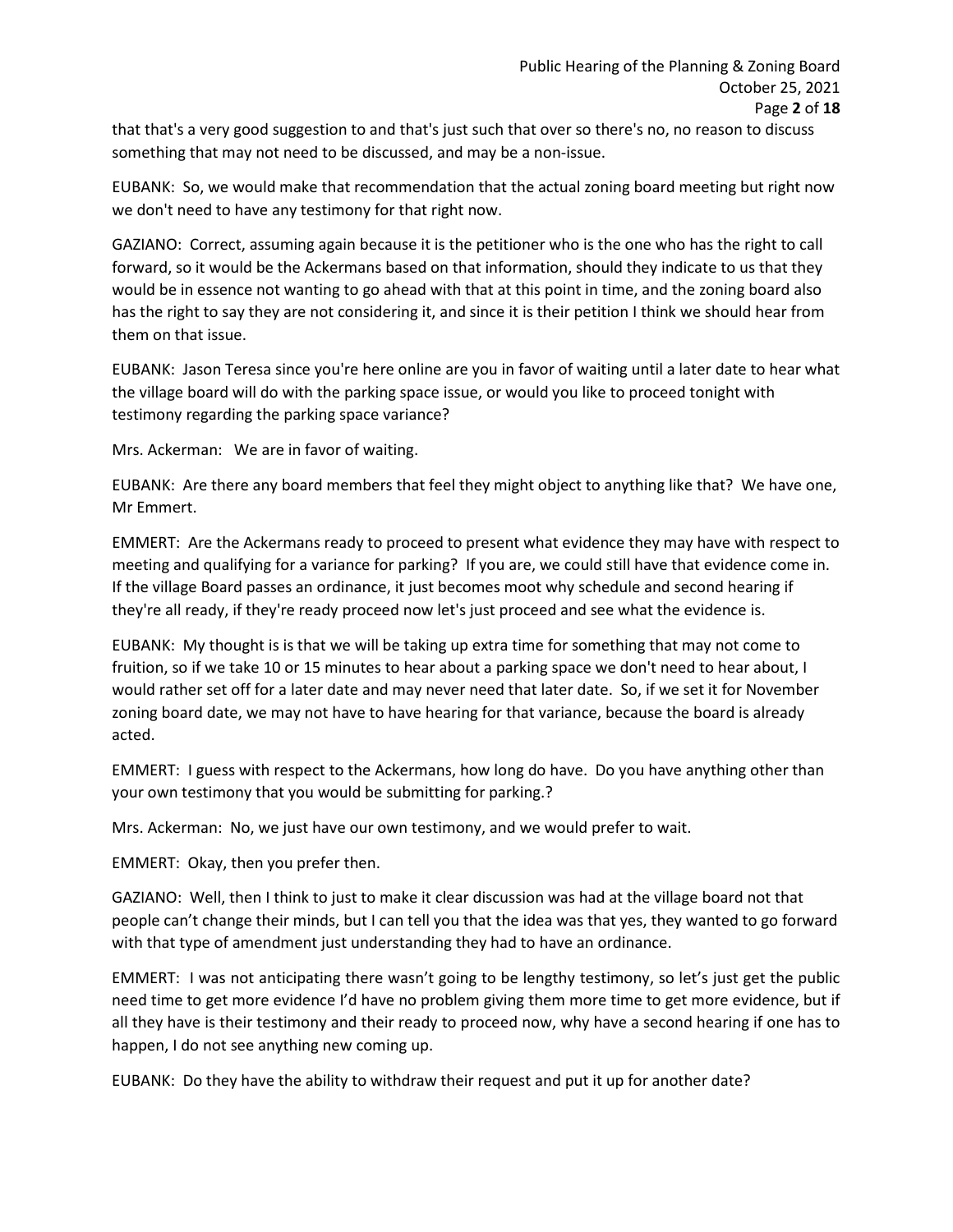that that's a very good suggestion to and that's just such that over so there's no, no reason to discuss something that may not need to be discussed, and may be a non-issue.

EUBANK: So, we would make that recommendation that the actual zoning board meeting but right now we don't need to have any testimony for that right now.

GAZIANO: Correct, assuming again because it is the petitioner who is the one who has the right to call forward, so it would be the Ackermans based on that information, should they indicate to us that they would be in essence not wanting to go ahead with that at this point in time, and the zoning board also has the right to say they are not considering it, and since it is their petition I think we should hear from them on that issue.

EUBANK: Jason Teresa since you're here online are you in favor of waiting until a later date to hear what the village board will do with the parking space issue, or would you like to proceed tonight with testimony regarding the parking space variance?

Mrs. Ackerman: We are in favor of waiting.

EUBANK: Are there any board members that feel they might object to anything like that? We have one, Mr Emmert.

EMMERT: Are the Ackermans ready to proceed to present what evidence they may have with respect to meeting and qualifying for a variance for parking? If you are, we could still have that evidence come in. If the village Board passes an ordinance, it just becomes moot why schedule and second hearing if they're all ready, if they're ready proceed now let's just proceed and see what the evidence is.

EUBANK: My thought is is that we will be taking up extra time for something that may not come to fruition, so if we take 10 or 15 minutes to hear about a parking space we don't need to hear about, I would rather set off for a later date and may never need that later date. So, if we set it for November zoning board date, we may not have to have hearing for that variance, because the board is already acted.

EMMERT: I guess with respect to the Ackermans, how long do have. Do you have anything other than your own testimony that you would be submitting for parking.?

Mrs. Ackerman: No, we just have our own testimony, and we would prefer to wait.

EMMERT: Okay, then you prefer then.

GAZIANO: Well, then I think to just to make it clear discussion was had at the village board not that people can't change their minds, but I can tell you that the idea was that yes, they wanted to go forward with that type of amendment just understanding they had to have an ordinance.

EMMERT: I was not anticipating there wasn't going to be lengthy testimony, so let's just get the public need time to get more evidence I'd have no problem giving them more time to get more evidence, but if all they have is their testimony and their ready to proceed now, why have a second hearing if one has to happen, I do not see anything new coming up.

EUBANK: Do they have the ability to withdraw their request and put it up for another date?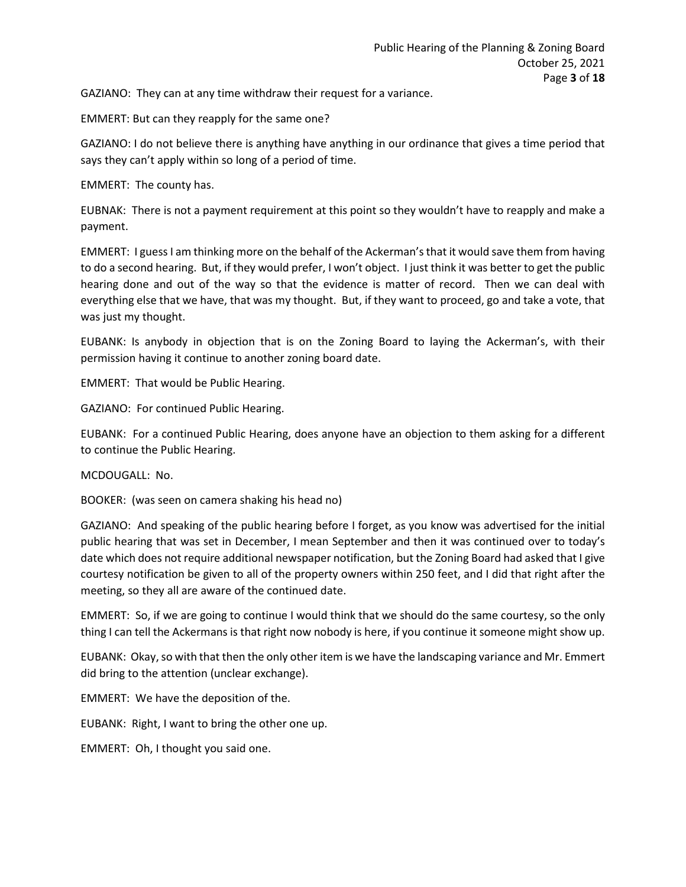GAZIANO: They can at any time withdraw their request for a variance.

EMMERT: But can they reapply for the same one?

GAZIANO: I do not believe there is anything have anything in our ordinance that gives a time period that says they can't apply within so long of a period of time.

EMMERT: The county has.

EUBNAK: There is not a payment requirement at this point so they wouldn't have to reapply and make a payment.

EMMERT: I guess I am thinking more on the behalf of the Ackerman's that it would save them from having to do a second hearing. But, if they would prefer, I won't object. I just think it was better to get the public hearing done and out of the way so that the evidence is matter of record. Then we can deal with everything else that we have, that was my thought. But, if they want to proceed, go and take a vote, that was just my thought.

EUBANK: Is anybody in objection that is on the Zoning Board to laying the Ackerman's, with their permission having it continue to another zoning board date.

EMMERT: That would be Public Hearing.

GAZIANO: For continued Public Hearing.

EUBANK: For a continued Public Hearing, does anyone have an objection to them asking for a different to continue the Public Hearing.

MCDOUGALL: No.

BOOKER: (was seen on camera shaking his head no)

GAZIANO: And speaking of the public hearing before I forget, as you know was advertised for the initial public hearing that was set in December, I mean September and then it was continued over to today's date which does not require additional newspaper notification, but the Zoning Board had asked that I give courtesy notification be given to all of the property owners within 250 feet, and I did that right after the meeting, so they all are aware of the continued date.

EMMERT: So, if we are going to continue I would think that we should do the same courtesy, so the only thing I can tell the Ackermans is that right now nobody is here, if you continue it someone might show up.

EUBANK: Okay, so with that then the only other item is we have the landscaping variance and Mr. Emmert did bring to the attention (unclear exchange).

EMMERT: We have the deposition of the.

EUBANK: Right, I want to bring the other one up.

EMMERT: Oh, I thought you said one.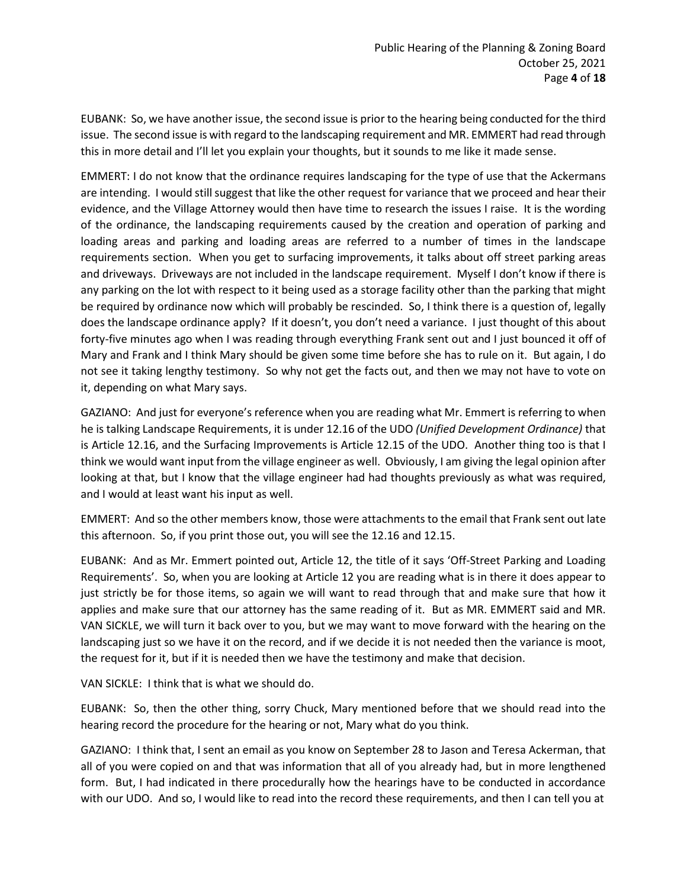EUBANK: So, we have another issue, the second issue is prior to the hearing being conducted for the third issue. The second issue is with regard to the landscaping requirement and MR. EMMERT had read through this in more detail and I'll let you explain your thoughts, but it sounds to me like it made sense.

EMMERT: I do not know that the ordinance requires landscaping for the type of use that the Ackermans are intending. I would still suggest that like the other request for variance that we proceed and hear their evidence, and the Village Attorney would then have time to research the issues I raise. It is the wording of the ordinance, the landscaping requirements caused by the creation and operation of parking and loading areas and parking and loading areas are referred to a number of times in the landscape requirements section. When you get to surfacing improvements, it talks about off street parking areas and driveways. Driveways are not included in the landscape requirement. Myself I don't know if there is any parking on the lot with respect to it being used as a storage facility other than the parking that might be required by ordinance now which will probably be rescinded. So, I think there is a question of, legally does the landscape ordinance apply? If it doesn't, you don't need a variance. I just thought of this about forty-five minutes ago when I was reading through everything Frank sent out and I just bounced it off of Mary and Frank and I think Mary should be given some time before she has to rule on it. But again, I do not see it taking lengthy testimony. So why not get the facts out, and then we may not have to vote on it, depending on what Mary says.

GAZIANO: And just for everyone's reference when you are reading what Mr. Emmert is referring to when he is talking Landscape Requirements, it is under 12.16 of the UDO *(Unified Development Ordinance)* that is Article 12.16, and the Surfacing Improvements is Article 12.15 of the UDO. Another thing too is that I think we would want input from the village engineer as well. Obviously, I am giving the legal opinion after looking at that, but I know that the village engineer had had thoughts previously as what was required, and I would at least want his input as well.

EMMERT: And so the other members know, those were attachments to the email that Frank sent out late this afternoon. So, if you print those out, you will see the 12.16 and 12.15.

EUBANK: And as Mr. Emmert pointed out, Article 12, the title of it says 'Off-Street Parking and Loading Requirements'. So, when you are looking at Article 12 you are reading what is in there it does appear to just strictly be for those items, so again we will want to read through that and make sure that how it applies and make sure that our attorney has the same reading of it. But as MR. EMMERT said and MR. VAN SICKLE, we will turn it back over to you, but we may want to move forward with the hearing on the landscaping just so we have it on the record, and if we decide it is not needed then the variance is moot, the request for it, but if it is needed then we have the testimony and make that decision.

VAN SICKLE: I think that is what we should do.

EUBANK: So, then the other thing, sorry Chuck, Mary mentioned before that we should read into the hearing record the procedure for the hearing or not, Mary what do you think.

GAZIANO: I think that, I sent an email as you know on September 28 to Jason and Teresa Ackerman, that all of you were copied on and that was information that all of you already had, but in more lengthened form. But, I had indicated in there procedurally how the hearings have to be conducted in accordance with our UDO. And so, I would like to read into the record these requirements, and then I can tell you at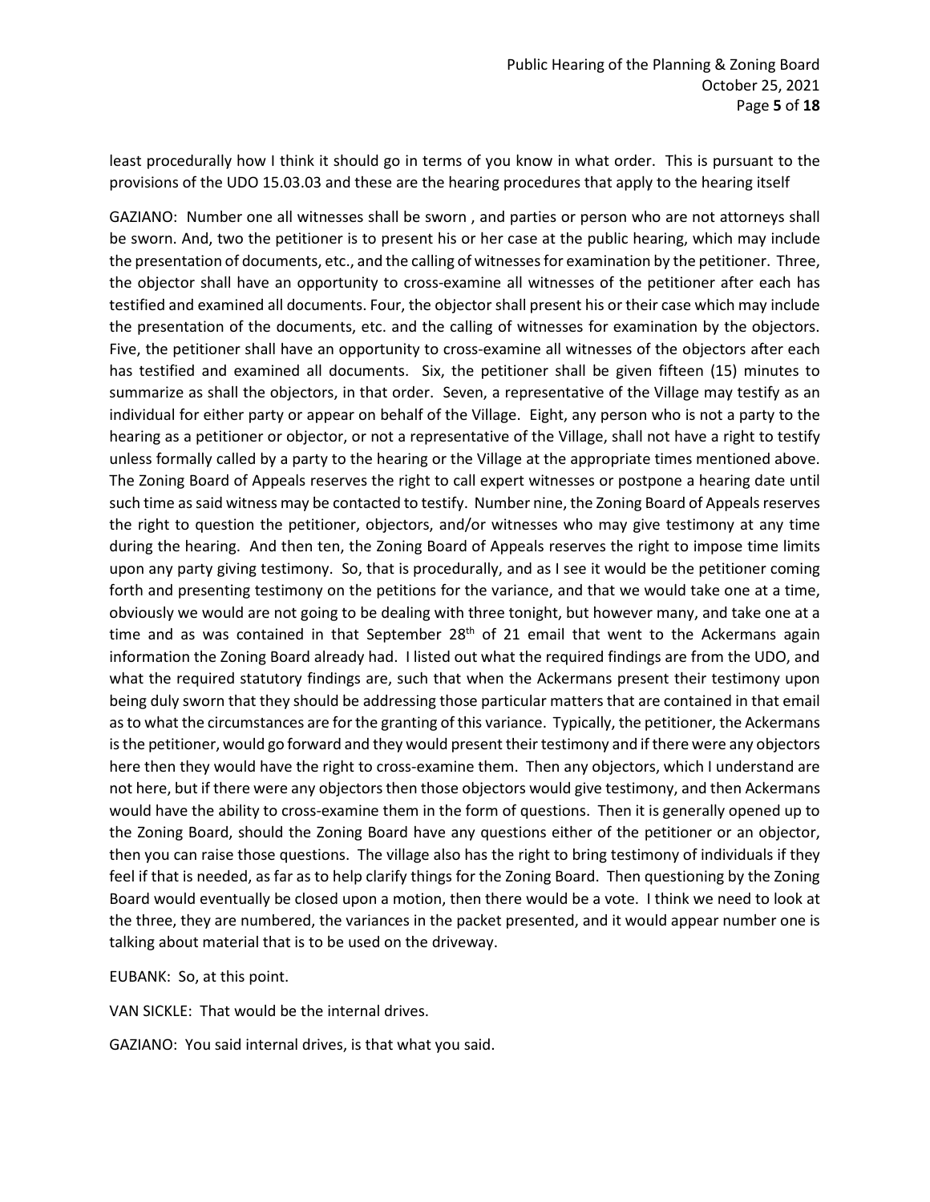least procedurally how I think it should go in terms of you know in what order. This is pursuant to the provisions of the UDO 15.03.03 and these are the hearing procedures that apply to the hearing itself

GAZIANO: Number one all witnesses shall be sworn , and parties or person who are not attorneys shall be sworn. And, two the petitioner is to present his or her case at the public hearing, which may include the presentation of documents, etc., and the calling of witnesses for examination by the petitioner. Three, the objector shall have an opportunity to cross-examine all witnesses of the petitioner after each has testified and examined all documents. Four, the objector shall present his or their case which may include the presentation of the documents, etc. and the calling of witnesses for examination by the objectors. Five, the petitioner shall have an opportunity to cross-examine all witnesses of the objectors after each has testified and examined all documents. Six, the petitioner shall be given fifteen (15) minutes to summarize as shall the objectors, in that order. Seven, a representative of the Village may testify as an individual for either party or appear on behalf of the Village. Eight, any person who is not a party to the hearing as a petitioner or objector, or not a representative of the Village, shall not have a right to testify unless formally called by a party to the hearing or the Village at the appropriate times mentioned above. The Zoning Board of Appeals reserves the right to call expert witnesses or postpone a hearing date until such time as said witness may be contacted to testify. Number nine, the Zoning Board of Appeals reserves the right to question the petitioner, objectors, and/or witnesses who may give testimony at any time during the hearing. And then ten, the Zoning Board of Appeals reserves the right to impose time limits upon any party giving testimony. So, that is procedurally, and as I see it would be the petitioner coming forth and presenting testimony on the petitions for the variance, and that we would take one at a time, obviously we would are not going to be dealing with three tonight, but however many, and take one at a time and as was contained in that September 28th of 21 email that went to the Ackermans again information the Zoning Board already had. I listed out what the required findings are from the UDO, and what the required statutory findings are, such that when the Ackermans present their testimony upon being duly sworn that they should be addressing those particular matters that are contained in that email as to what the circumstances are for the granting of this variance. Typically, the petitioner, the Ackermans is the petitioner, would go forward and they would present their testimony and if there were any objectors here then they would have the right to cross-examine them. Then any objectors, which I understand are not here, but if there were any objectors then those objectors would give testimony, and then Ackermans would have the ability to cross-examine them in the form of questions. Then it is generally opened up to the Zoning Board, should the Zoning Board have any questions either of the petitioner or an objector, then you can raise those questions. The village also has the right to bring testimony of individuals if they feel if that is needed, as far as to help clarify things for the Zoning Board. Then questioning by the Zoning Board would eventually be closed upon a motion, then there would be a vote. I think we need to look at the three, they are numbered, the variances in the packet presented, and it would appear number one is talking about material that is to be used on the driveway.

EUBANK: So, at this point.

VAN SICKLE: That would be the internal drives.

GAZIANO: You said internal drives, is that what you said.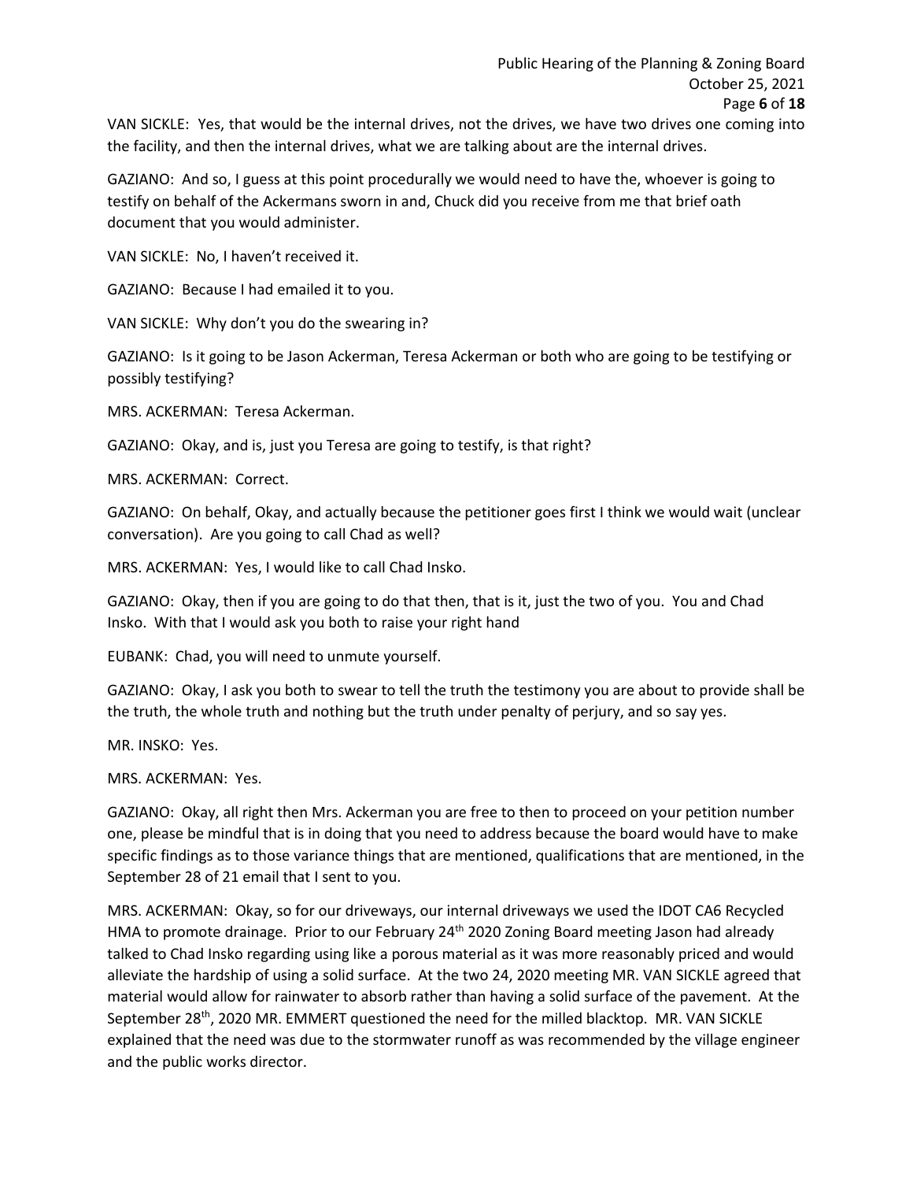VAN SICKLE: Yes, that would be the internal drives, not the drives, we have two drives one coming into the facility, and then the internal drives, what we are talking about are the internal drives.

GAZIANO: And so, I guess at this point procedurally we would need to have the, whoever is going to testify on behalf of the Ackermans sworn in and, Chuck did you receive from me that brief oath document that you would administer.

VAN SICKLE: No, I haven't received it.

GAZIANO: Because I had emailed it to you.

VAN SICKLE: Why don't you do the swearing in?

GAZIANO: Is it going to be Jason Ackerman, Teresa Ackerman or both who are going to be testifying or possibly testifying?

MRS. ACKERMAN: Teresa Ackerman.

GAZIANO: Okay, and is, just you Teresa are going to testify, is that right?

MRS. ACKERMAN: Correct.

GAZIANO: On behalf, Okay, and actually because the petitioner goes first I think we would wait (unclear conversation). Are you going to call Chad as well?

MRS. ACKERMAN: Yes, I would like to call Chad Insko.

GAZIANO: Okay, then if you are going to do that then, that is it, just the two of you. You and Chad Insko. With that I would ask you both to raise your right hand

EUBANK: Chad, you will need to unmute yourself.

GAZIANO: Okay, I ask you both to swear to tell the truth the testimony you are about to provide shall be the truth, the whole truth and nothing but the truth under penalty of perjury, and so say yes.

MR. INSKO: Yes.

MRS. ACKERMAN: Yes.

GAZIANO: Okay, all right then Mrs. Ackerman you are free to then to proceed on your petition number one, please be mindful that is in doing that you need to address because the board would have to make specific findings as to those variance things that are mentioned, qualifications that are mentioned, in the September 28 of 21 email that I sent to you.

MRS. ACKERMAN: Okay, so for our driveways, our internal driveways we used the IDOT CA6 Recycled HMA to promote drainage. Prior to our February 24th 2020 Zoning Board meeting Jason had already talked to Chad Insko regarding using like a porous material as it was more reasonably priced and would alleviate the hardship of using a solid surface. At the two 24, 2020 meeting MR. VAN SICKLE agreed that material would allow for rainwater to absorb rather than having a solid surface of the pavement. At the September 28th, 2020 MR. EMMERT questioned the need for the milled blacktop. MR. VAN SICKLE explained that the need was due to the stormwater runoff as was recommended by the village engineer and the public works director.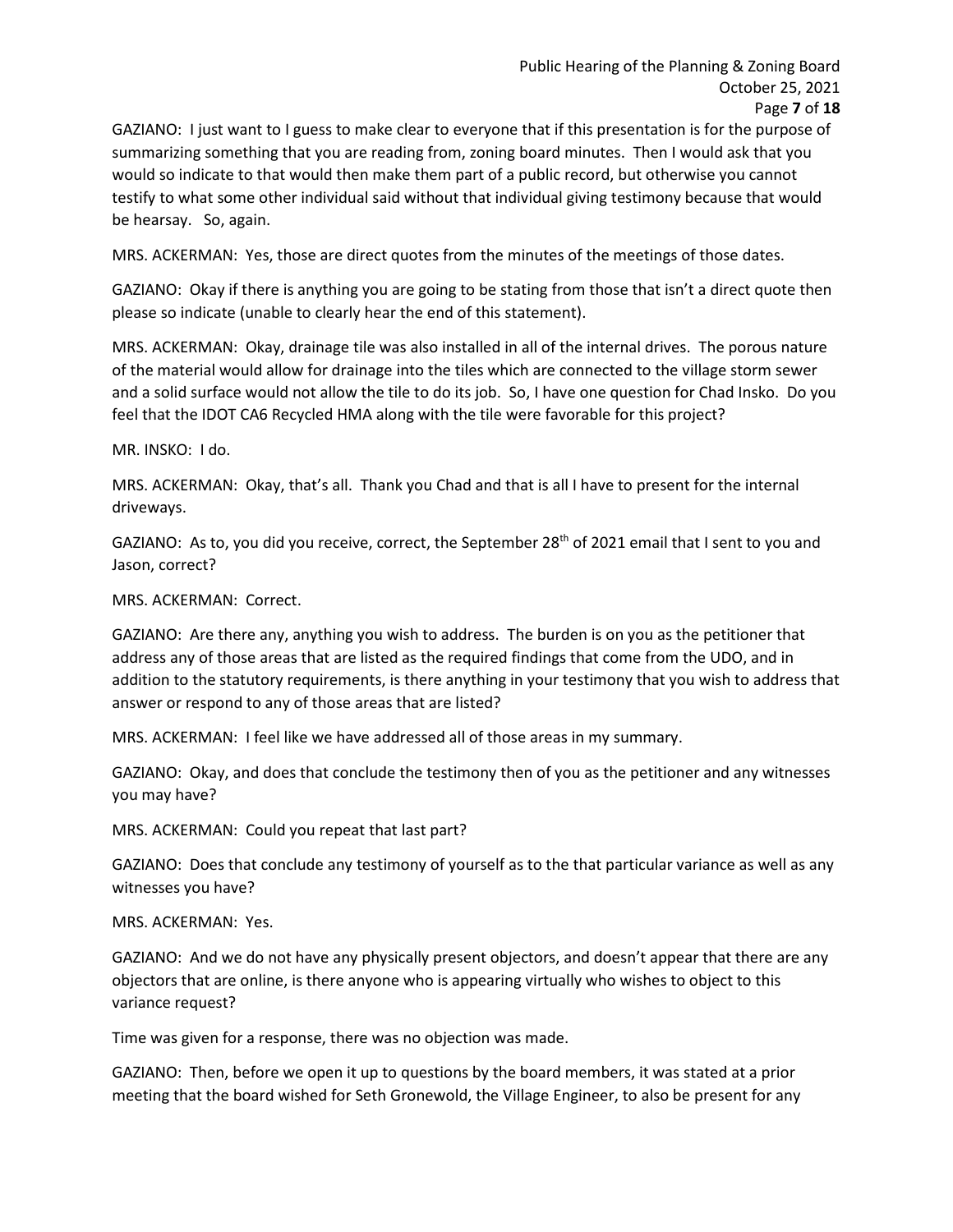GAZIANO: I just want to I guess to make clear to everyone that if this presentation is for the purpose of summarizing something that you are reading from, zoning board minutes. Then I would ask that you would so indicate to that would then make them part of a public record, but otherwise you cannot testify to what some other individual said without that individual giving testimony because that would be hearsay. So, again.

MRS. ACKERMAN: Yes, those are direct quotes from the minutes of the meetings of those dates.

GAZIANO: Okay if there is anything you are going to be stating from those that isn't a direct quote then please so indicate (unable to clearly hear the end of this statement).

MRS. ACKERMAN: Okay, drainage tile was also installed in all of the internal drives. The porous nature of the material would allow for drainage into the tiles which are connected to the village storm sewer and a solid surface would not allow the tile to do its job. So, I have one question for Chad Insko. Do you feel that the IDOT CA6 Recycled HMA along with the tile were favorable for this project?

MR. INSKO: I do.

MRS. ACKERMAN: Okay, that's all. Thank you Chad and that is all I have to present for the internal driveways.

GAZIANO: As to, you did you receive, correct, the September 28th of 2021 email that I sent to you and Jason, correct?

MRS. ACKERMAN: Correct.

GAZIANO: Are there any, anything you wish to address. The burden is on you as the petitioner that address any of those areas that are listed as the required findings that come from the UDO, and in addition to the statutory requirements, is there anything in your testimony that you wish to address that answer or respond to any of those areas that are listed?

MRS. ACKERMAN: I feel like we have addressed all of those areas in my summary.

GAZIANO: Okay, and does that conclude the testimony then of you as the petitioner and any witnesses you may have?

MRS. ACKERMAN: Could you repeat that last part?

GAZIANO: Does that conclude any testimony of yourself as to the that particular variance as well as any witnesses you have?

MRS. ACKERMAN: Yes.

GAZIANO: And we do not have any physically present objectors, and doesn't appear that there are any objectors that are online, is there anyone who is appearing virtually who wishes to object to this variance request?

Time was given for a response, there was no objection was made.

GAZIANO: Then, before we open it up to questions by the board members, it was stated at a prior meeting that the board wished for Seth Gronewold, the Village Engineer, to also be present for any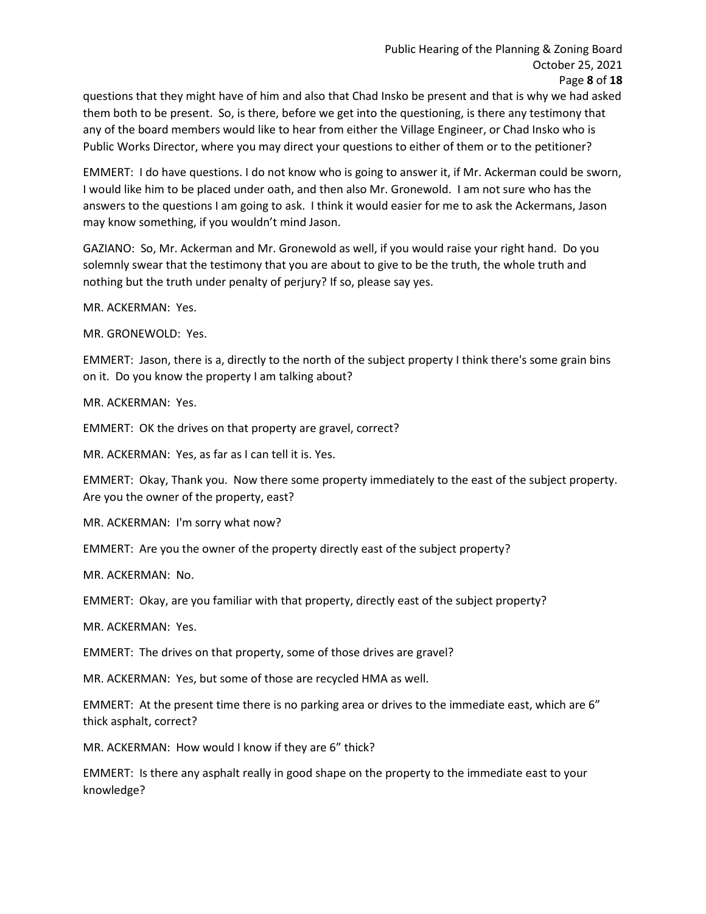questions that they might have of him and also that Chad Insko be present and that is why we had asked them both to be present. So, is there, before we get into the questioning, is there any testimony that any of the board members would like to hear from either the Village Engineer, or Chad Insko who is Public Works Director, where you may direct your questions to either of them or to the petitioner?

EMMERT: I do have questions. I do not know who is going to answer it, if Mr. Ackerman could be sworn, I would like him to be placed under oath, and then also Mr. Gronewold. I am not sure who has the answers to the questions I am going to ask. I think it would easier for me to ask the Ackermans, Jason may know something, if you wouldn't mind Jason.

GAZIANO: So, Mr. Ackerman and Mr. Gronewold as well, if you would raise your right hand. Do you solemnly swear that the testimony that you are about to give to be the truth, the whole truth and nothing but the truth under penalty of perjury? If so, please say yes.

MR. ACKERMAN: Yes.

MR. GRONEWOLD: Yes.

EMMERT: Jason, there is a, directly to the north of the subject property I think there's some grain bins on it. Do you know the property I am talking about?

MR. ACKERMAN: Yes.

EMMERT: OK the drives on that property are gravel, correct?

MR. ACKERMAN: Yes, as far as I can tell it is. Yes.

EMMERT: Okay, Thank you. Now there some property immediately to the east of the subject property. Are you the owner of the property, east?

MR. ACKERMAN: I'm sorry what now?

EMMERT: Are you the owner of the property directly east of the subject property?

MR. ACKERMAN: No.

EMMERT: Okay, are you familiar with that property, directly east of the subject property?

MR. ACKERMAN: Yes.

EMMERT: The drives on that property, some of those drives are gravel?

MR. ACKERMAN: Yes, but some of those are recycled HMA as well.

EMMERT: At the present time there is no parking area or drives to the immediate east, which are 6" thick asphalt, correct?

MR. ACKERMAN: How would I know if they are 6" thick?

EMMERT: Is there any asphalt really in good shape on the property to the immediate east to your knowledge?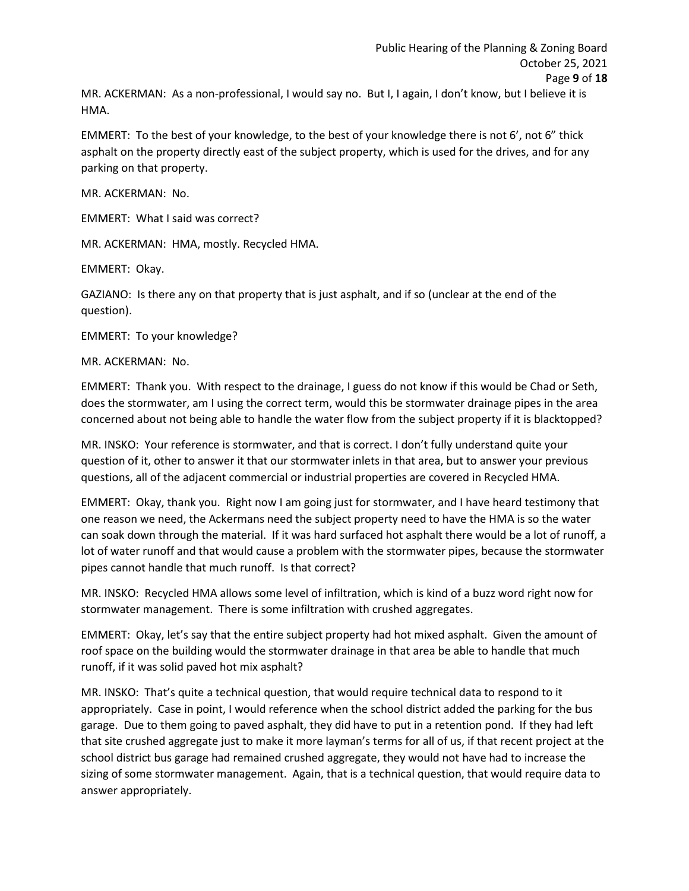MR. ACKERMAN: As a non-professional, I would say no. But I, I again, I don't know, but I believe it is HMA.

EMMERT: To the best of your knowledge, to the best of your knowledge there is not 6', not 6" thick asphalt on the property directly east of the subject property, which is used for the drives, and for any parking on that property.

MR. ACKERMAN: No.

EMMERT: What I said was correct?

MR. ACKERMAN: HMA, mostly. Recycled HMA.

EMMERT: Okay.

GAZIANO: Is there any on that property that is just asphalt, and if so (unclear at the end of the question).

EMMERT: To your knowledge?

MR. ACKERMAN: No.

EMMERT: Thank you. With respect to the drainage, I guess do not know if this would be Chad or Seth, does the stormwater, am I using the correct term, would this be stormwater drainage pipes in the area concerned about not being able to handle the water flow from the subject property if it is blacktopped?

MR. INSKO: Your reference is stormwater, and that is correct. I don't fully understand quite your question of it, other to answer it that our stormwater inlets in that area, but to answer your previous questions, all of the adjacent commercial or industrial properties are covered in Recycled HMA.

EMMERT: Okay, thank you. Right now I am going just for stormwater, and I have heard testimony that one reason we need, the Ackermans need the subject property need to have the HMA is so the water can soak down through the material. If it was hard surfaced hot asphalt there would be a lot of runoff, a lot of water runoff and that would cause a problem with the stormwater pipes, because the stormwater pipes cannot handle that much runoff. Is that correct?

MR. INSKO: Recycled HMA allows some level of infiltration, which is kind of a buzz word right now for stormwater management. There is some infiltration with crushed aggregates.

EMMERT: Okay, let's say that the entire subject property had hot mixed asphalt. Given the amount of roof space on the building would the stormwater drainage in that area be able to handle that much runoff, if it was solid paved hot mix asphalt?

MR. INSKO: That's quite a technical question, that would require technical data to respond to it appropriately. Case in point, I would reference when the school district added the parking for the bus garage. Due to them going to paved asphalt, they did have to put in a retention pond. If they had left that site crushed aggregate just to make it more layman's terms for all of us, if that recent project at the school district bus garage had remained crushed aggregate, they would not have had to increase the sizing of some stormwater management. Again, that is a technical question, that would require data to answer appropriately.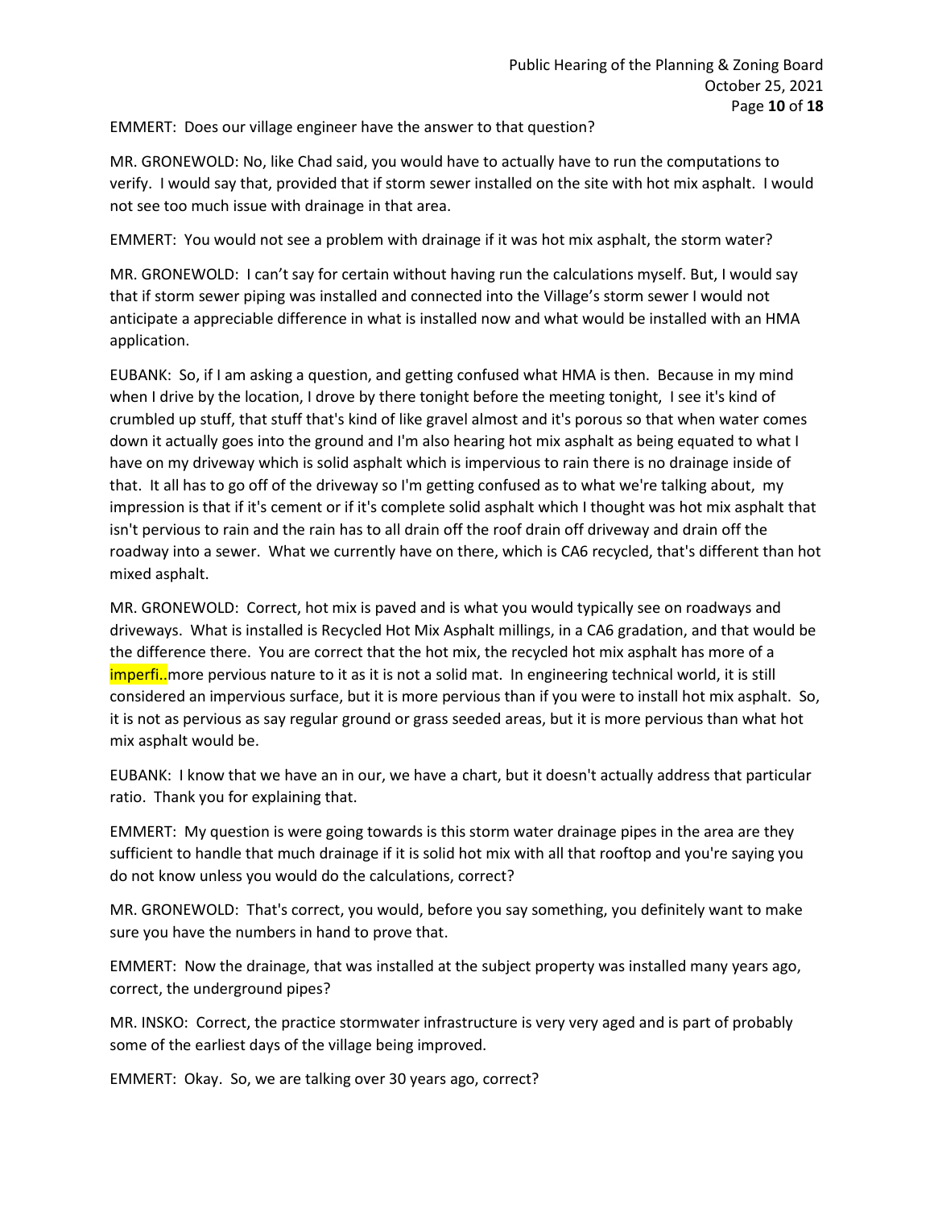EMMERT: Does our village engineer have the answer to that question?

MR. GRONEWOLD: No, like Chad said, you would have to actually have to run the computations to verify. I would say that, provided that if storm sewer installed on the site with hot mix asphalt. I would not see too much issue with drainage in that area.

EMMERT: You would not see a problem with drainage if it was hot mix asphalt, the storm water?

MR. GRONEWOLD: I can't say for certain without having run the calculations myself. But, I would say that if storm sewer piping was installed and connected into the Village's storm sewer I would not anticipate a appreciable difference in what is installed now and what would be installed with an HMA application.

EUBANK: So, if I am asking a question, and getting confused what HMA is then. Because in my mind when I drive by the location, I drove by there tonight before the meeting tonight, I see it's kind of crumbled up stuff, that stuff that's kind of like gravel almost and it's porous so that when water comes down it actually goes into the ground and I'm also hearing hot mix asphalt as being equated to what I have on my driveway which is solid asphalt which is impervious to rain there is no drainage inside of that. It all has to go off of the driveway so I'm getting confused as to what we're talking about, my impression is that if it's cement or if it's complete solid asphalt which I thought was hot mix asphalt that isn't pervious to rain and the rain has to all drain off the roof drain off driveway and drain off the roadway into a sewer. What we currently have on there, which is CA6 recycled, that's different than hot mixed asphalt.

MR. GRONEWOLD: Correct, hot mix is paved and is what you would typically see on roadways and driveways. What is installed is Recycled Hot Mix Asphalt millings, in a CA6 gradation, and that would be the difference there. You are correct that the hot mix, the recycled hot mix asphalt has more of a imperfi..more pervious nature to it as it is not a solid mat. In engineering technical world, it is still considered an impervious surface, but it is more pervious than if you were to install hot mix asphalt. So, it is not as pervious as say regular ground or grass seeded areas, but it is more pervious than what hot mix asphalt would be.

EUBANK: I know that we have an in our, we have a chart, but it doesn't actually address that particular ratio. Thank you for explaining that.

EMMERT: My question is were going towards is this storm water drainage pipes in the area are they sufficient to handle that much drainage if it is solid hot mix with all that rooftop and you're saying you do not know unless you would do the calculations, correct?

MR. GRONEWOLD: That's correct, you would, before you say something, you definitely want to make sure you have the numbers in hand to prove that.

EMMERT: Now the drainage, that was installed at the subject property was installed many years ago, correct, the underground pipes?

MR. INSKO: Correct, the practice stormwater infrastructure is very very aged and is part of probably some of the earliest days of the village being improved.

EMMERT: Okay. So, we are talking over 30 years ago, correct?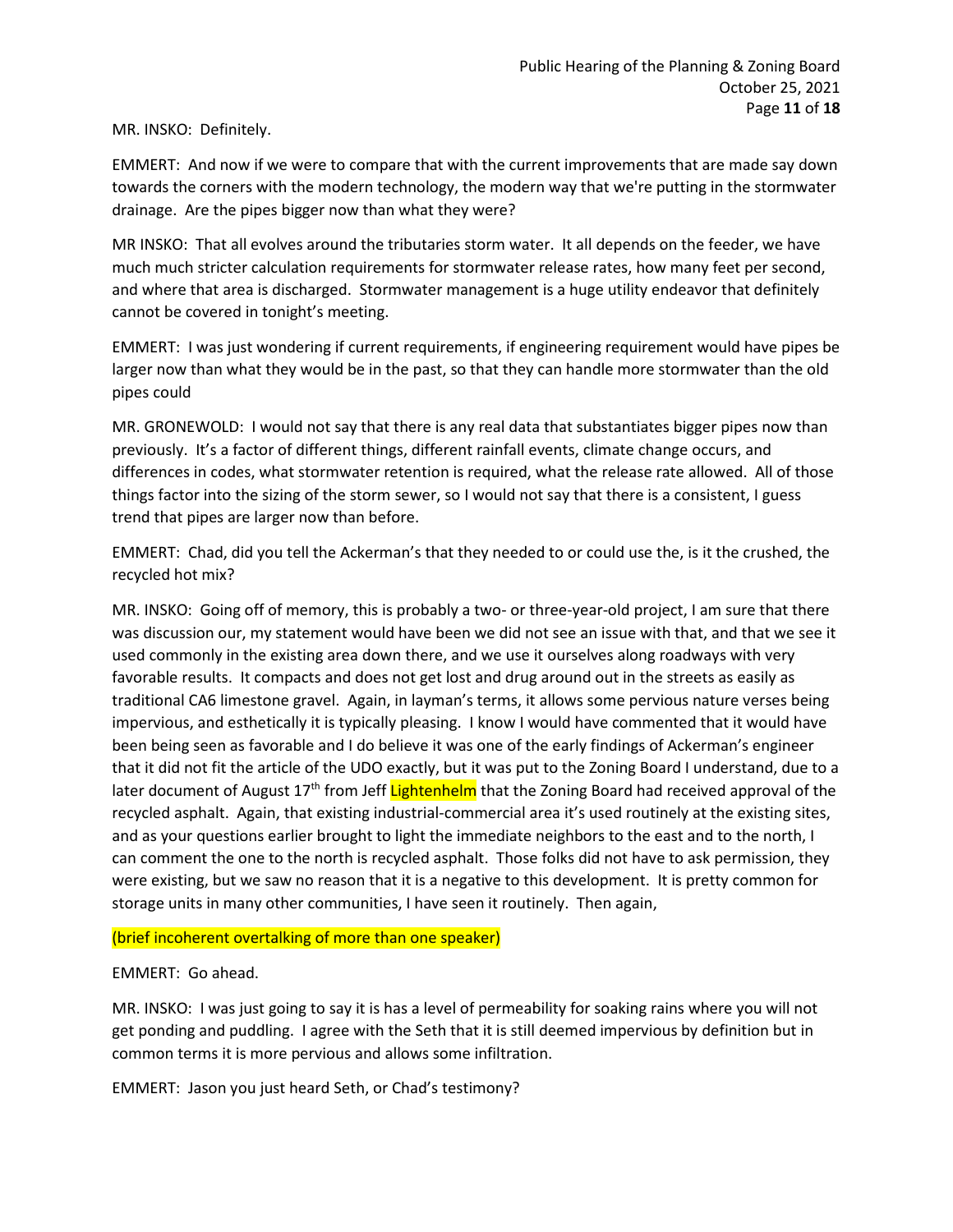MR. INSKO: Definitely.

EMMERT: And now if we were to compare that with the current improvements that are made say down towards the corners with the modern technology, the modern way that we're putting in the stormwater drainage. Are the pipes bigger now than what they were?

MR INSKO: That all evolves around the tributaries storm water. It all depends on the feeder, we have much much stricter calculation requirements for stormwater release rates, how many feet per second, and where that area is discharged. Stormwater management is a huge utility endeavor that definitely cannot be covered in tonight's meeting.

EMMERT: I was just wondering if current requirements, if engineering requirement would have pipes be larger now than what they would be in the past, so that they can handle more stormwater than the old pipes could

MR. GRONEWOLD: I would not say that there is any real data that substantiates bigger pipes now than previously. It's a factor of different things, different rainfall events, climate change occurs, and differences in codes, what stormwater retention is required, what the release rate allowed. All of those things factor into the sizing of the storm sewer, so I would not say that there is a consistent, I guess trend that pipes are larger now than before.

EMMERT: Chad, did you tell the Ackerman's that they needed to or could use the, is it the crushed, the recycled hot mix?

MR. INSKO: Going off of memory, this is probably a two- or three-year-old project, I am sure that there was discussion our, my statement would have been we did not see an issue with that, and that we see it used commonly in the existing area down there, and we use it ourselves along roadways with very favorable results. It compacts and does not get lost and drug around out in the streets as easily as traditional CA6 limestone gravel. Again, in layman's terms, it allows some pervious nature verses being impervious, and esthetically it is typically pleasing. I know I would have commented that it would have been being seen as favorable and I do believe it was one of the early findings of Ackerman's engineer that it did not fit the article of the UDO exactly, but it was put to the Zoning Board I understand, due to a later document of August 17th from Jeff Lightenhelm that the Zoning Board had received approval of the recycled asphalt. Again, that existing industrial-commercial area it's used routinely at the existing sites, and as your questions earlier brought to light the immediate neighbors to the east and to the north, I can comment the one to the north is recycled asphalt. Those folks did not have to ask permission, they were existing, but we saw no reason that it is a negative to this development. It is pretty common for storage units in many other communities, I have seen it routinely. Then again,

(brief incoherent overtalking of more than one speaker)

EMMERT: Go ahead.

MR. INSKO: I was just going to say it is has a level of permeability for soaking rains where you will not get ponding and puddling. I agree with the Seth that it is still deemed impervious by definition but in common terms it is more pervious and allows some infiltration.

EMMERT: Jason you just heard Seth, or Chad's testimony?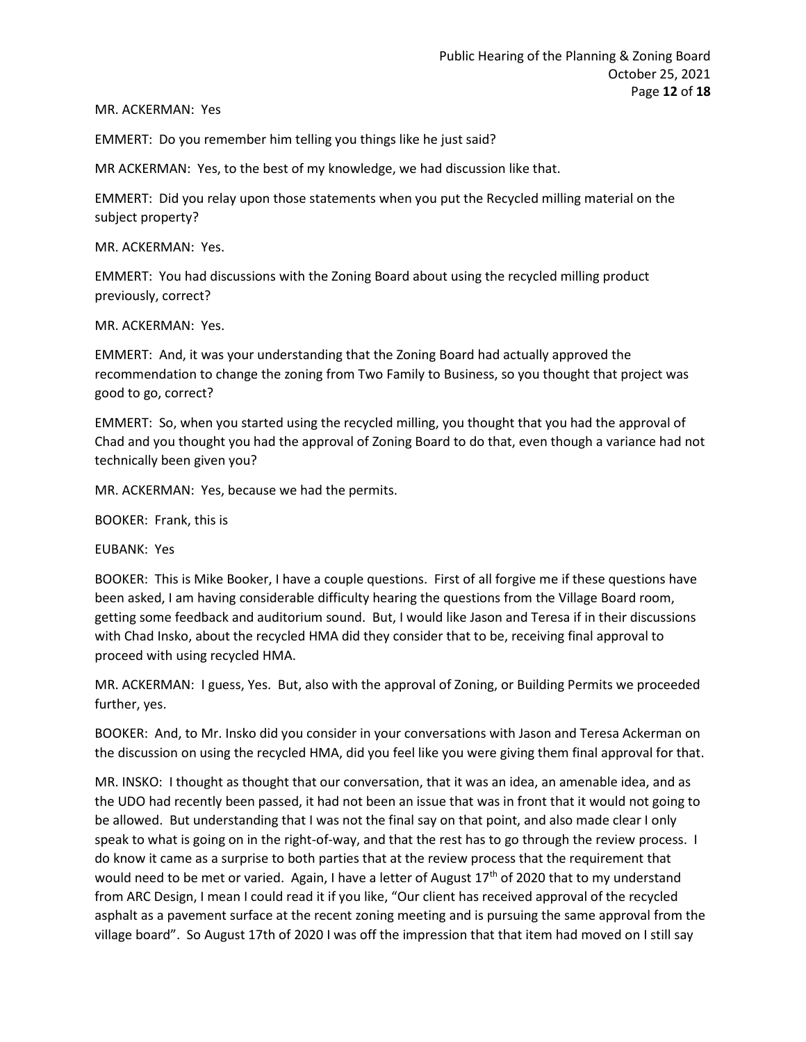MR. ACKERMAN: Yes

EMMERT: Do you remember him telling you things like he just said?

MR ACKERMAN: Yes, to the best of my knowledge, we had discussion like that.

EMMERT: Did you relay upon those statements when you put the Recycled milling material on the subject property?

MR. ACKERMAN: Yes.

EMMERT: You had discussions with the Zoning Board about using the recycled milling product previously, correct?

MR. ACKERMAN: Yes.

EMMERT: And, it was your understanding that the Zoning Board had actually approved the recommendation to change the zoning from Two Family to Business, so you thought that project was good to go, correct?

EMMERT: So, when you started using the recycled milling, you thought that you had the approval of Chad and you thought you had the approval of Zoning Board to do that, even though a variance had not technically been given you?

MR. ACKERMAN: Yes, because we had the permits.

BOOKER: Frank, this is

EUBANK: Yes

BOOKER: This is Mike Booker, I have a couple questions. First of all forgive me if these questions have been asked, I am having considerable difficulty hearing the questions from the Village Board room, getting some feedback and auditorium sound. But, I would like Jason and Teresa if in their discussions with Chad Insko, about the recycled HMA did they consider that to be, receiving final approval to proceed with using recycled HMA.

MR. ACKERMAN: I guess, Yes. But, also with the approval of Zoning, or Building Permits we proceeded further, yes.

BOOKER: And, to Mr. Insko did you consider in your conversations with Jason and Teresa Ackerman on the discussion on using the recycled HMA, did you feel like you were giving them final approval for that.

MR. INSKO: I thought as thought that our conversation, that it was an idea, an amenable idea, and as the UDO had recently been passed, it had not been an issue that was in front that it would not going to be allowed. But understanding that I was not the final say on that point, and also made clear I only speak to what is going on in the right-of-way, and that the rest has to go through the review process. I do know it came as a surprise to both parties that at the review process that the requirement that would need to be met or varied. Again, I have a letter of August 17th of 2020 that to my understand from ARC Design, I mean I could read it if you like, "Our client has received approval of the recycled asphalt as a pavement surface at the recent zoning meeting and is pursuing the same approval from the village board". So August 17th of 2020 I was off the impression that that item had moved on I still say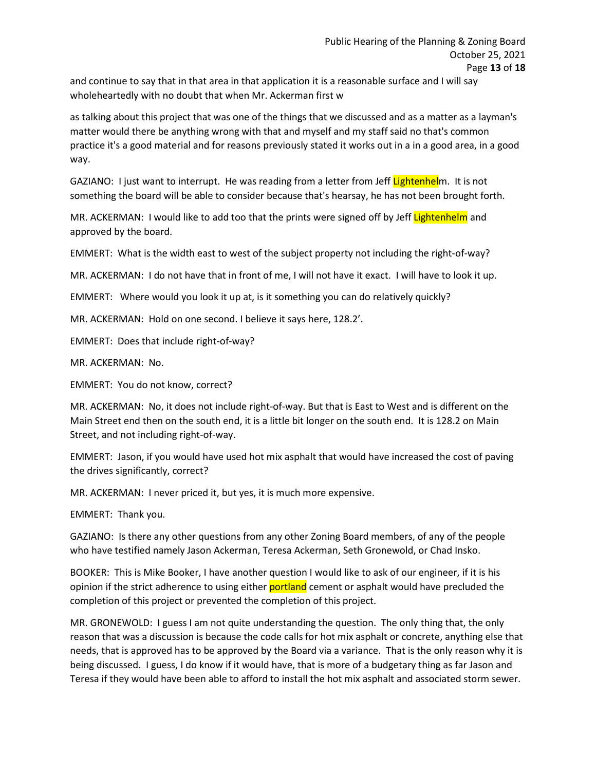and continue to say that in that area in that application it is a reasonable surface and I will say wholeheartedly with no doubt that when Mr. Ackerman first w

as talking about this project that was one of the things that we discussed and as a matter as a layman's matter would there be anything wrong with that and myself and my staff said no that's common practice it's a good material and for reasons previously stated it works out in a in a good area, in a good way.

GAZIANO: I just want to interrupt. He was reading from a letter from Jeff Lightenhelm. It is not something the board will be able to consider because that's hearsay, he has not been brought forth.

MR. ACKERMAN: I would like to add too that the prints were signed off by Jeff Lightenhelm and approved by the board.

EMMERT: What is the width east to west of the subject property not including the right-of-way?

MR. ACKERMAN: I do not have that in front of me, I will not have it exact. I will have to look it up.

EMMERT: Where would you look it up at, is it something you can do relatively quickly?

MR. ACKERMAN: Hold on one second. I believe it says here, 128.2'.

EMMERT: Does that include right-of-way?

MR. ACKERMAN: No.

EMMERT: You do not know, correct?

MR. ACKERMAN: No, it does not include right-of-way. But that is East to West and is different on the Main Street end then on the south end, it is a little bit longer on the south end. It is 128.2 on Main Street, and not including right-of-way.

EMMERT: Jason, if you would have used hot mix asphalt that would have increased the cost of paving the drives significantly, correct?

MR. ACKERMAN: I never priced it, but yes, it is much more expensive.

EMMERT: Thank you.

GAZIANO: Is there any other questions from any other Zoning Board members, of any of the people who have testified namely Jason Ackerman, Teresa Ackerman, Seth Gronewold, or Chad Insko.

BOOKER: This is Mike Booker, I have another question I would like to ask of our engineer, if it is his opinion if the strict adherence to using either portland cement or asphalt would have precluded the completion of this project or prevented the completion of this project.

MR. GRONEWOLD: I guess I am not quite understanding the question. The only thing that, the only reason that was a discussion is because the code calls for hot mix asphalt or concrete, anything else that needs, that is approved has to be approved by the Board via a variance. That is the only reason why it is being discussed. I guess, I do know if it would have, that is more of a budgetary thing as far Jason and Teresa if they would have been able to afford to install the hot mix asphalt and associated storm sewer.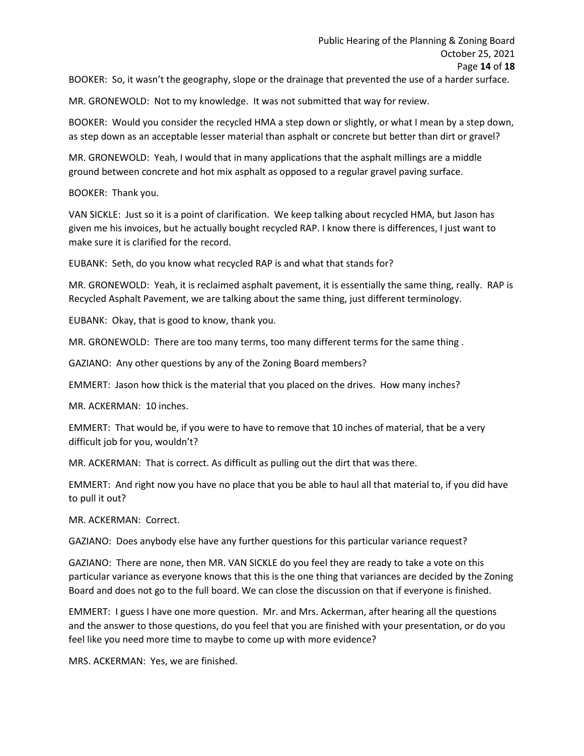BOOKER: So, it wasn't the geography, slope or the drainage that prevented the use of a harder surface.

MR. GRONEWOLD: Not to my knowledge. It was not submitted that way for review.

BOOKER: Would you consider the recycled HMA a step down or slightly, or what I mean by a step down, as step down as an acceptable lesser material than asphalt or concrete but better than dirt or gravel?

MR. GRONEWOLD: Yeah, I would that in many applications that the asphalt millings are a middle ground between concrete and hot mix asphalt as opposed to a regular gravel paving surface.

BOOKER: Thank you.

VAN SICKLE: Just so it is a point of clarification. We keep talking about recycled HMA, but Jason has given me his invoices, but he actually bought recycled RAP. I know there is differences, I just want to make sure it is clarified for the record.

EUBANK: Seth, do you know what recycled RAP is and what that stands for?

MR. GRONEWOLD: Yeah, it is reclaimed asphalt pavement, it is essentially the same thing, really. RAP is Recycled Asphalt Pavement, we are talking about the same thing, just different terminology.

EUBANK: Okay, that is good to know, thank you.

MR. GRONEWOLD: There are too many terms, too many different terms for the same thing .

GAZIANO: Any other questions by any of the Zoning Board members?

EMMERT: Jason how thick is the material that you placed on the drives. How many inches?

MR. ACKERMAN: 10 inches.

EMMERT: That would be, if you were to have to remove that 10 inches of material, that be a very difficult job for you, wouldn't?

MR. ACKERMAN: That is correct. As difficult as pulling out the dirt that was there.

EMMERT: And right now you have no place that you be able to haul all that material to, if you did have to pull it out?

MR. ACKERMAN: Correct.

GAZIANO: Does anybody else have any further questions for this particular variance request?

GAZIANO: There are none, then MR. VAN SICKLE do you feel they are ready to take a vote on this particular variance as everyone knows that this is the one thing that variances are decided by the Zoning Board and does not go to the full board. We can close the discussion on that if everyone is finished.

EMMERT: I guess I have one more question. Mr. and Mrs. Ackerman, after hearing all the questions and the answer to those questions, do you feel that you are finished with your presentation, or do you feel like you need more time to maybe to come up with more evidence?

MRS. ACKERMAN: Yes, we are finished.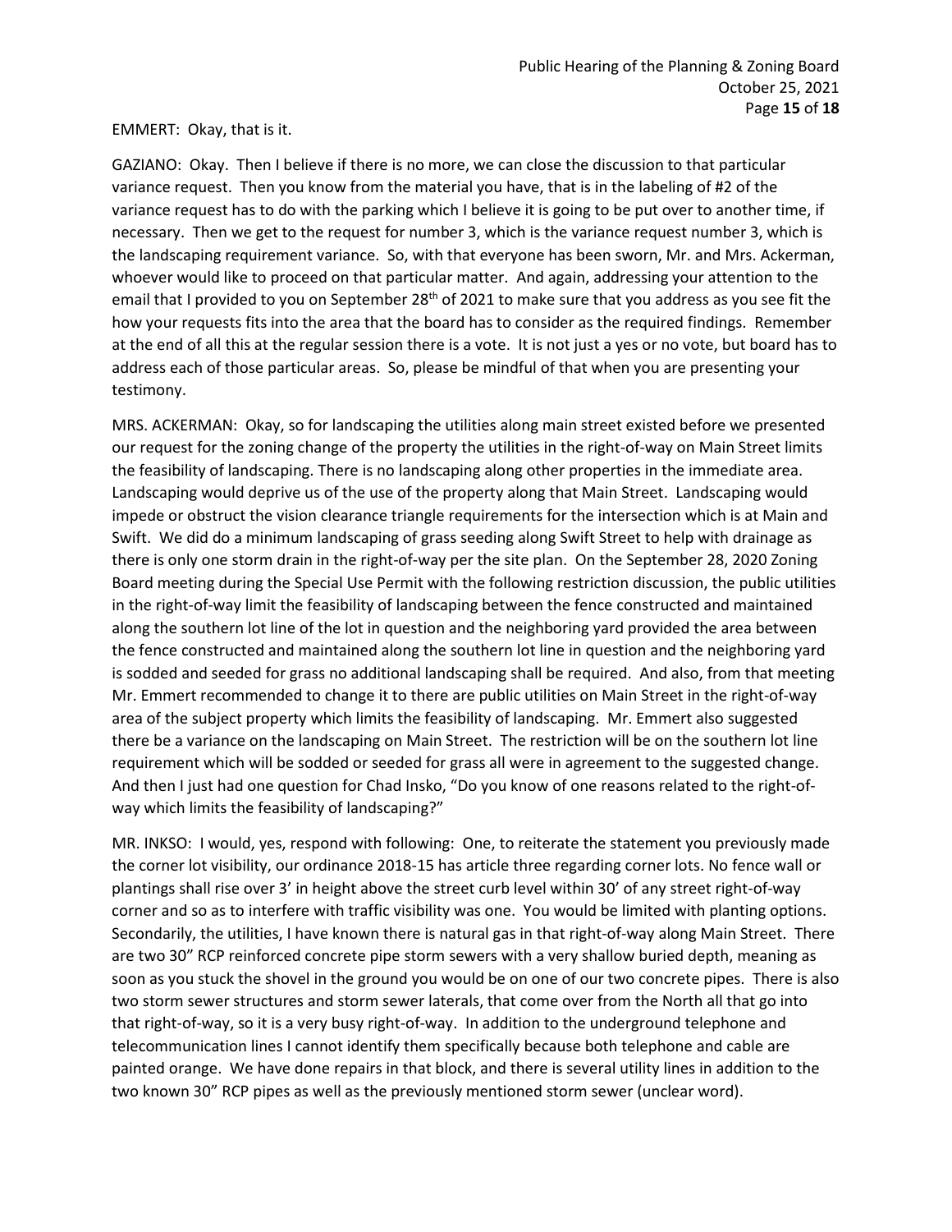EMMERT: Okay, that is it.

GAZIANO: Okay. Then I believe if there is no more, we can close the discussion to that particular variance request. Then you know from the material you have, that is in the labeling of #2 of the variance request has to do with the parking which I believe it is going to be put over to another time, if necessary. Then we get to the request for number 3, which is the variance request number 3, which is the landscaping requirement variance. So, with that everyone has been sworn, Mr. and Mrs. Ackerman, whoever would like to proceed on that particular matter. And again, addressing your attention to the email that I provided to you on September 28th of 2021 to make sure that you address as you see fit the how your requests fits into the area that the board has to consider as the required findings. Remember at the end of all this at the regular session there is a vote. It is not just a yes or no vote, but board has to address each of those particular areas. So, please be mindful of that when you are presenting your testimony.

MRS. ACKERMAN: Okay, so for landscaping the utilities along main street existed before we presented our request for the zoning change of the property the utilities in the right-of-way on Main Street limits the feasibility of landscaping. There is no landscaping along other properties in the immediate area. Landscaping would deprive us of the use of the property along that Main Street. Landscaping would impede or obstruct the vision clearance triangle requirements for the intersection which is at Main and Swift. We did do a minimum landscaping of grass seeding along Swift Street to help with drainage as there is only one storm drain in the right-of-way per the site plan. On the September 28, 2020 Zoning Board meeting during the Special Use Permit with the following restriction discussion, the public utilities in the right-of-way limit the feasibility of landscaping between the fence constructed and maintained along the southern lot line of the lot in question and the neighboring yard provided the area between the fence constructed and maintained along the southern lot line in question and the neighboring yard is sodded and seeded for grass no additional landscaping shall be required. And also, from that meeting Mr. Emmert recommended to change it to there are public utilities on Main Street in the right-of-way area of the subject property which limits the feasibility of landscaping. Mr. Emmert also suggested there be a variance on the landscaping on Main Street. The restriction will be on the southern lot line requirement which will be sodded or seeded for grass all were in agreement to the suggested change. And then I just had one question for Chad Insko, "Do you know of one reasons related to the right-of-way which limits the feasibility of landscaping?"

MR. INKSO: I would, yes, respond with following: One, to reiterate the statement you previously made the corner lot visibility, our ordinance 2018-15 has article three regarding corner lots. No fence wall or plantings shall rise over 3' in height above the street curb level within 30' of any street right-of-way corner and so as to interfere with traffic visibility was one. You would be limited with planting options. Secondarily, the utilities, I have known there is natural gas in that right-of-way along Main Street. There are two 30" RCP reinforced concrete pipe storm sewers with a very shallow buried depth, meaning as soon as you stuck the shovel in the ground you would be on one of our two concrete pipes. There is also two storm sewer structures and storm sewer laterals, that come over from the North all that go into that right-of-way, so it is a very busy right-of-way. In addition to the underground telephone and telecommunication lines I cannot identify them specifically because both telephone and cable are painted orange. We have done repairs in that block, and there is several utility lines in addition to the two known 30" RCP pipes as well as the previously mentioned storm sewer (unclear word).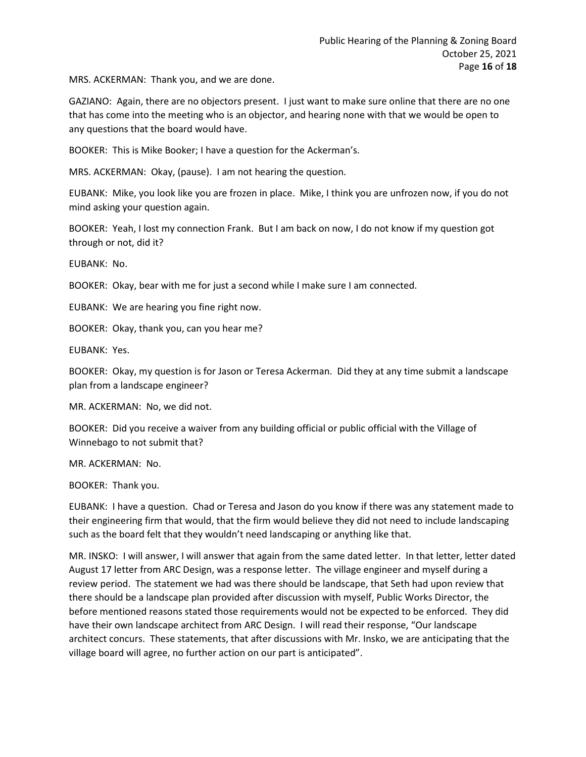MRS. ACKERMAN: Thank you, and we are done.

GAZIANO: Again, there are no objectors present. I just want to make sure online that there are no one that has come into the meeting who is an objector, and hearing none with that we would be open to any questions that the board would have.

BOOKER: This is Mike Booker; I have a question for the Ackerman's.

MRS. ACKERMAN: Okay, (pause). I am not hearing the question.

EUBANK: Mike, you look like you are frozen in place. Mike, I think you are unfrozen now, if you do not mind asking your question again.

BOOKER: Yeah, I lost my connection Frank. But I am back on now, I do not know if my question got through or not, did it?

EUBANK: No.

BOOKER: Okay, bear with me for just a second while I make sure I am connected.

EUBANK: We are hearing you fine right now.

BOOKER: Okay, thank you, can you hear me?

EUBANK: Yes.

BOOKER: Okay, my question is for Jason or Teresa Ackerman. Did they at any time submit a landscape plan from a landscape engineer?

MR. ACKERMAN: No, we did not.

BOOKER: Did you receive a waiver from any building official or public official with the Village of Winnebago to not submit that?

MR. ACKERMAN: No.

BOOKER: Thank you.

EUBANK: I have a question. Chad or Teresa and Jason do you know if there was any statement made to their engineering firm that would, that the firm would believe they did not need to include landscaping such as the board felt that they wouldn't need landscaping or anything like that.

MR. INSKO: I will answer, I will answer that again from the same dated letter. In that letter, letter dated August 17 letter from ARC Design, was a response letter. The village engineer and myself during a review period. The statement we had was there should be landscape, that Seth had upon review that there should be a landscape plan provided after discussion with myself, Public Works Director, the before mentioned reasons stated those requirements would not be expected to be enforced. They did have their own landscape architect from ARC Design. I will read their response, "Our landscape architect concurs. These statements, that after discussions with Mr. Insko, we are anticipating that the village board will agree, no further action on our part is anticipated".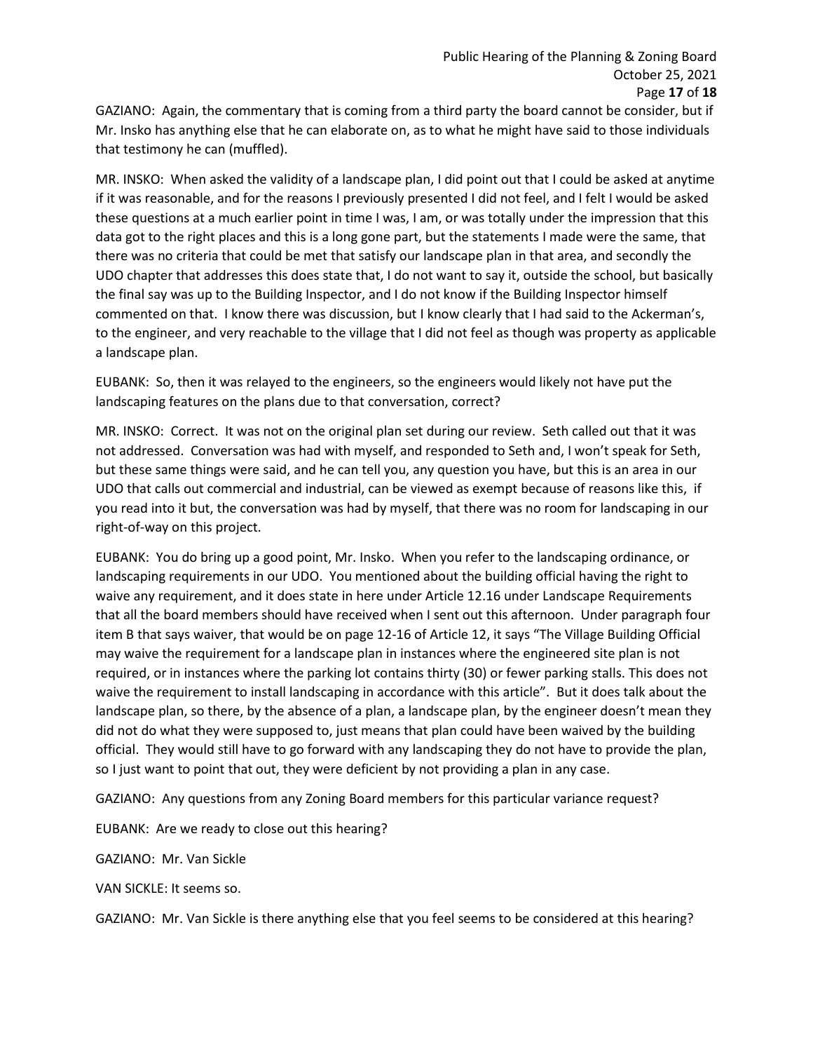GAZIANO: Again, the commentary that is coming from a third party the board cannot be consider, but if Mr. Insko has anything else that he can elaborate on, as to what he might have said to those individuals that testimony he can (muffled).

MR. INSKO: When asked the validity of a landscape plan, I did point out that I could be asked at anytime if it was reasonable, and for the reasons I previously presented I did not feel, and I felt I would be asked these questions at a much earlier point in time I was, I am, or was totally under the impression that this data got to the right places and this is a long gone part, but the statements I made were the same, that there was no criteria that could be met that satisfy our landscape plan in that area, and secondly the UDO chapter that addresses this does state that, I do not want to say it, outside the school, but basically the final say was up to the Building Inspector, and I do not know if the Building Inspector himself commented on that. I know there was discussion, but I know clearly that I had said to the Ackerman's, to the engineer, and very reachable to the village that I did not feel as though was property as applicable a landscape plan.

EUBANK: So, then it was relayed to the engineers, so the engineers would likely not have put the landscaping features on the plans due to that conversation, correct?

MR. INSKO: Correct. It was not on the original plan set during our review. Seth called out that it was not addressed. Conversation was had with myself, and responded to Seth and, I won't speak for Seth, but these same things were said, and he can tell you, any question you have, but this is an area in our UDO that calls out commercial and industrial, can be viewed as exempt because of reasons like this, if you read into it but, the conversation was had by myself, that there was no room for landscaping in our right-of-way on this project.

EUBANK: You do bring up a good point, Mr. Insko. When you refer to the landscaping ordinance, or landscaping requirements in our UDO. You mentioned about the building official having the right to waive any requirement, and it does state in here under Article 12.16 under Landscape Requirements that all the board members should have received when I sent out this afternoon. Under paragraph four item B that says waiver, that would be on page 12-16 of Article 12, it says "The Village Building Official may waive the requirement for a landscape plan in instances where the engineered site plan is not required, or in instances where the parking lot contains thirty (30) or fewer parking stalls. This does not waive the requirement to install landscaping in accordance with this article". But it does talk about the landscape plan, so there, by the absence of a plan, a landscape plan, by the engineer doesn't mean they did not do what they were supposed to, just means that plan could have been waived by the building official. They would still have to go forward with any landscaping they do not have to provide the plan, so I just want to point that out, they were deficient by not providing a plan in any case.

GAZIANO: Any questions from any Zoning Board members for this particular variance request?

EUBANK: Are we ready to close out this hearing?

GAZIANO: Mr. Van Sickle

VAN SICKLE: It seems so.

GAZIANO: Mr. Van Sickle is there anything else that you feel seems to be considered at this hearing?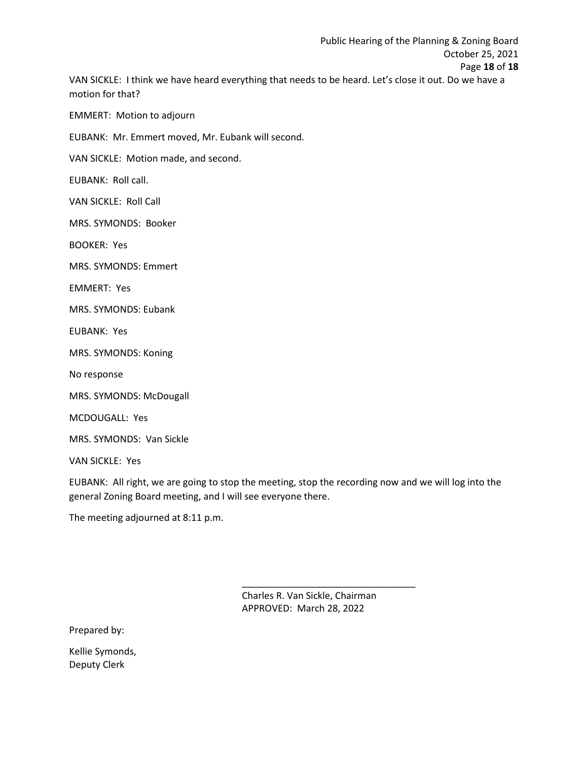VAN SICKLE: I think we have heard everything that needs to be heard. Let's close it out. Do we have a motion for that?

EMMERT: Motion to adjourn

EUBANK: Mr. Emmert moved, Mr. Eubank will second.

VAN SICKLE: Motion made, and second.

EUBANK: Roll call.

VAN SICKLE: Roll Call

MRS. SYMONDS: Booker

BOOKER: Yes

MRS. SYMONDS: Emmert

EMMERT: Yes

MRS. SYMONDS: Eubank

EUBANK: Yes

MRS. SYMONDS: Koning

No response

MRS. SYMONDS: McDougall

MCDOUGALL: Yes

MRS. SYMONDS: Van Sickle

VAN SICKLE: Yes

EUBANK: All right, we are going to stop the meeting, stop the recording now and we will log into the general Zoning Board meeting, and I will see everyone there.

The meeting adjourned at 8:11 p.m.

\_\_\_\_\_\_\_\_\_\_\_\_\_\_\_\_\_\_\_\_\_\_\_\_\_\_\_\_\_\_\_\_\_\_

Charles R. Van Sickle, Chairman
APPROVED: March 28, 2022

Prepared by:

Kellie Symonds,
Deputy Clerk